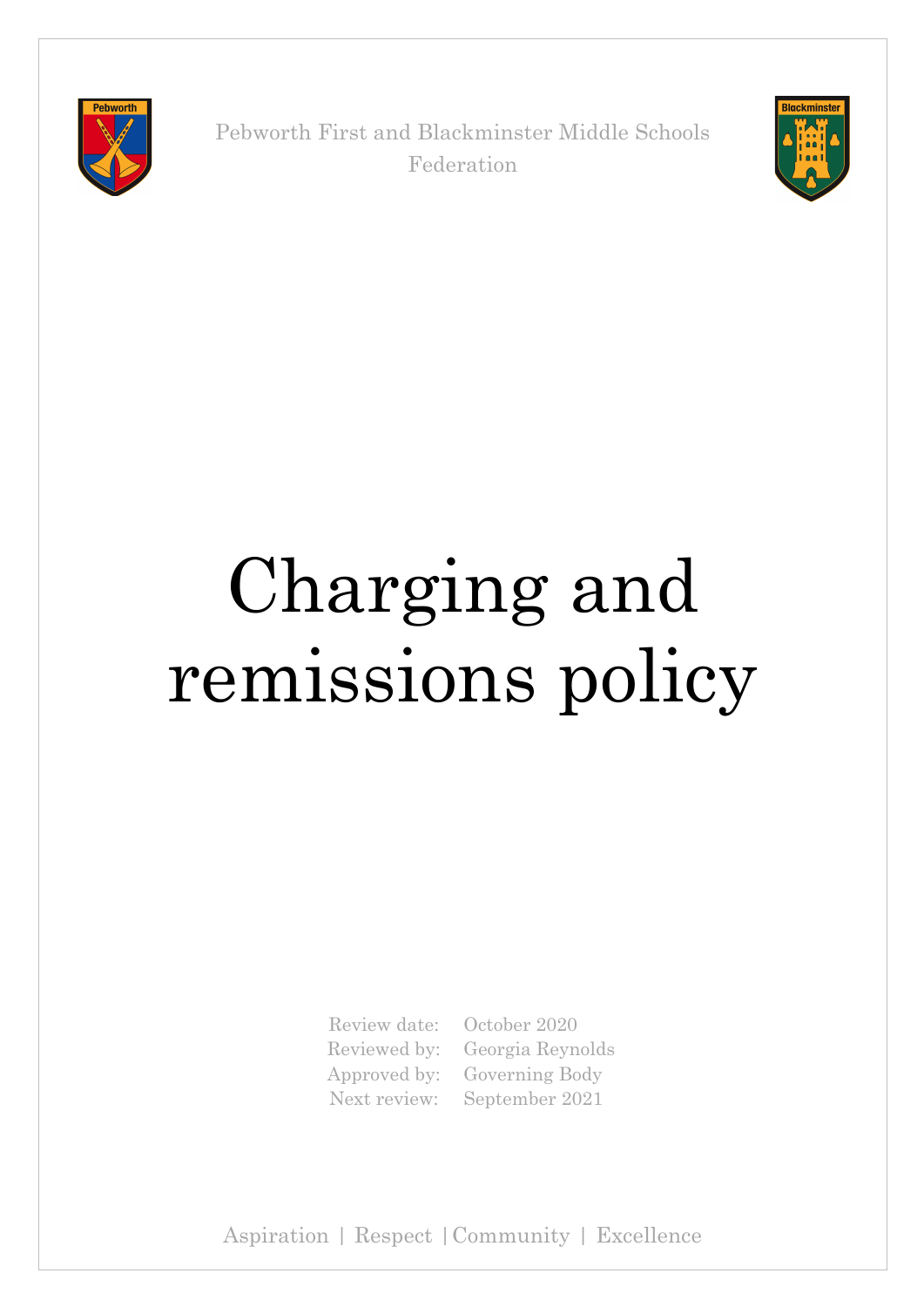Pebworth First and Blackminster Middle Schools Federation

# Charging and remissions policy

| | |
|---|---|
| Review date: | October 2020 |
| Reviewed by: | Georgia Reynolds |
| Approved by: | Governing Body |
| Next review: | September 2021 |

Aspiration | Respect | Community | Excellence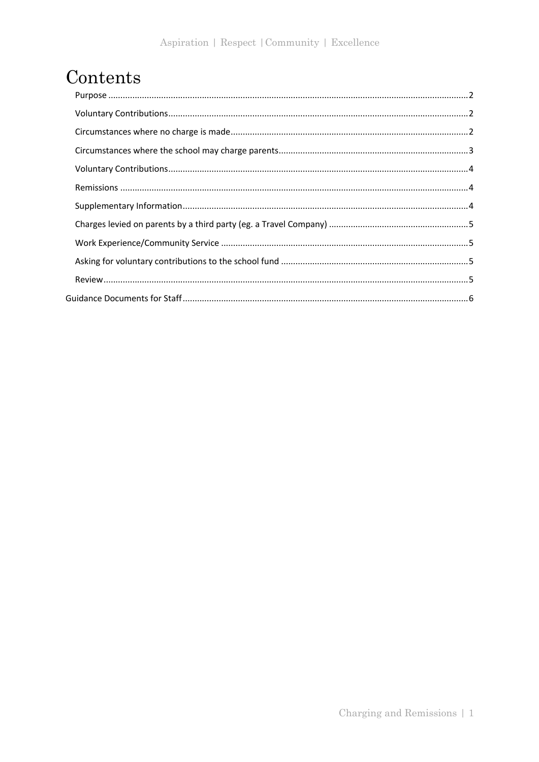# Contents

- Purpose ..... 2
- Voluntary Contributions ..... 2
- Circumstances where no charge is made ..... 2
- Circumstances where the school may charge parents ..... 3
- Voluntary Contributions ..... 4
- Remissions ..... 4
- Supplementary Information ..... 4
- Charges levied on parents by a third party (eg. a Travel Company) ..... 5
- Work Experience/Community Service ..... 5
- Asking for voluntary contributions to the school fund ..... 5
- Review ..... 5

Guidance Documents for Staff ..... 6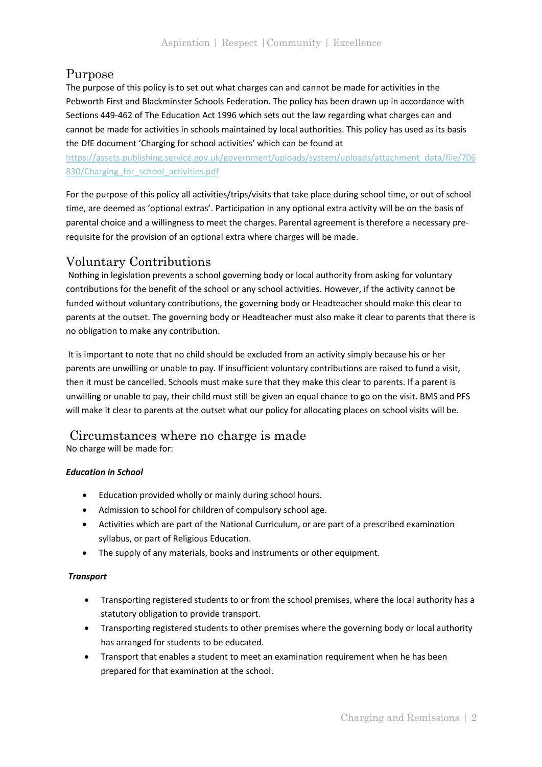## Purpose

The purpose of this policy is to set out what charges can and cannot be made for activities in the Pebworth First and Blackminster Schools Federation. The policy has been drawn up in accordance with Sections 449-462 of The Education Act 1996 which sets out the law regarding what charges can and cannot be made for activities in schools maintained by local authorities. This policy has used as its basis the DfE document 'Charging for school activities' which can be found at https://assets.publishing.service.gov.uk/government/uploads/system/uploads/attachment_data/file/706830/Charging_for_school_activities.pdf

For the purpose of this policy all activities/trips/visits that take place during school time, or out of school time, are deemed as 'optional extras'. Participation in any optional extra activity will be on the basis of parental choice and a willingness to meet the charges. Parental agreement is therefore a necessary pre-requisite for the provision of an optional extra where charges will be made.

## Voluntary Contributions

Nothing in legislation prevents a school governing body or local authority from asking for voluntary contributions for the benefit of the school or any school activities. However, if the activity cannot be funded without voluntary contributions, the governing body or Headteacher should make this clear to parents at the outset. The governing body or Headteacher must also make it clear to parents that there is no obligation to make any contribution.

It is important to note that no child should be excluded from an activity simply because his or her parents are unwilling or unable to pay. If insufficient voluntary contributions are raised to fund a visit, then it must be cancelled. Schools must make sure that they make this clear to parents. If a parent is unwilling or unable to pay, their child must still be given an equal chance to go on the visit. BMS and PFS will make it clear to parents at the outset what our policy for allocating places on school visits will be.

## Circumstances where no charge is made

No charge will be made for:

***Education in School***

- Education provided wholly or mainly during school hours.
- Admission to school for children of compulsory school age.
- Activities which are part of the National Curriculum, or are part of a prescribed examination syllabus, or part of Religious Education.
- The supply of any materials, books and instruments or other equipment.

***Transport***

- Transporting registered students to or from the school premises, where the local authority has a statutory obligation to provide transport.
- Transporting registered students to other premises where the governing body or local authority has arranged for students to be educated.
- Transport that enables a student to meet an examination requirement when he has been prepared for that examination at the school.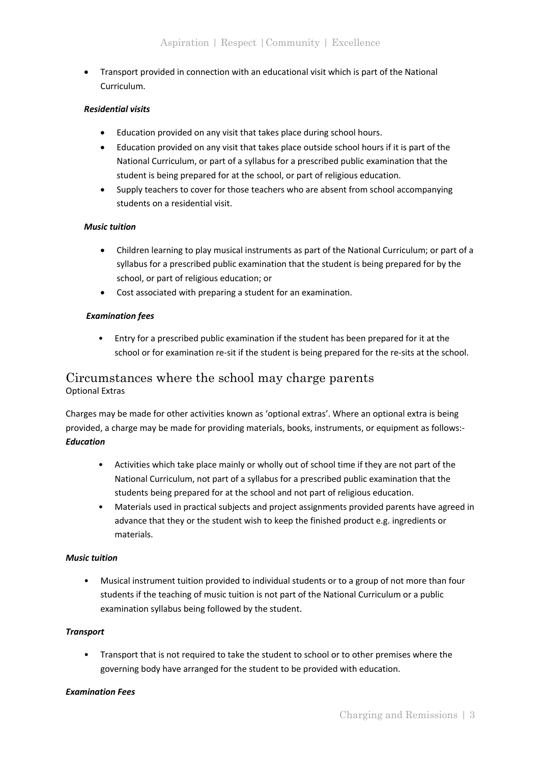- Transport provided in connection with an educational visit which is part of the National Curriculum.

***Residential visits***

- Education provided on any visit that takes place during school hours.
- Education provided on any visit that takes place outside school hours if it is part of the National Curriculum, or part of a syllabus for a prescribed public examination that the student is being prepared for at the school, or part of religious education.
- Supply teachers to cover for those teachers who are absent from school accompanying students on a residential visit.

***Music tuition***

- Children learning to play musical instruments as part of the National Curriculum; or part of a syllabus for a prescribed public examination that the student is being prepared for by the school, or part of religious education; or
- Cost associated with preparing a student for an examination.

***Examination fees***

- Entry for a prescribed public examination if the student has been prepared for it at the school or for examination re-sit if the student is being prepared for the re-sits at the school.

## Circumstances where the school may charge parents

Optional Extras

Charges may be made for other activities known as 'optional extras'. Where an optional extra is being provided, a charge may be made for providing materials, books, instruments, or equipment as follows:-

***Education***

- Activities which take place mainly or wholly out of school time if they are not part of the National Curriculum, not part of a syllabus for a prescribed public examination that the students being prepared for at the school and not part of religious education.
- Materials used in practical subjects and project assignments provided parents have agreed in advance that they or the student wish to keep the finished product e.g. ingredients or materials.

***Music tuition***

- Musical instrument tuition provided to individual students or to a group of not more than four students if the teaching of music tuition is not part of the National Curriculum or a public examination syllabus being followed by the student.

***Transport***

- Transport that is not required to take the student to school or to other premises where the governing body have arranged for the student to be provided with education.

***Examination Fees***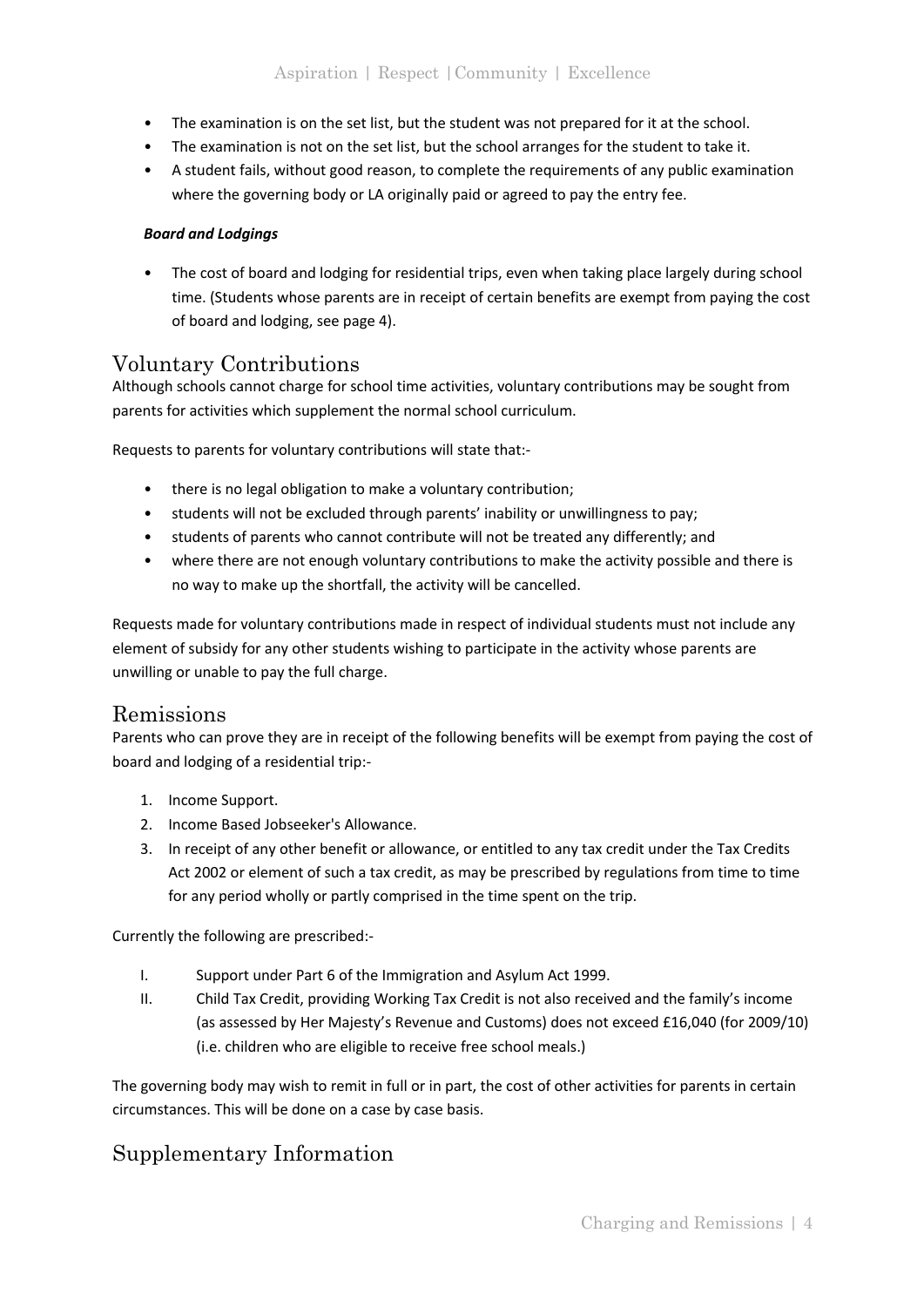- The examination is on the set list, but the student was not prepared for it at the school.
- The examination is not on the set list, but the school arranges for the student to take it.
- A student fails, without good reason, to complete the requirements of any public examination where the governing body or LA originally paid or agreed to pay the entry fee.

***Board and Lodgings***

- The cost of board and lodging for residential trips, even when taking place largely during school time. (Students whose parents are in receipt of certain benefits are exempt from paying the cost of board and lodging, see page 4).

## Voluntary Contributions

Although schools cannot charge for school time activities, voluntary contributions may be sought from parents for activities which supplement the normal school curriculum.

Requests to parents for voluntary contributions will state that:-

- there is no legal obligation to make a voluntary contribution;
- students will not be excluded through parents' inability or unwillingness to pay;
- students of parents who cannot contribute will not be treated any differently; and
- where there are not enough voluntary contributions to make the activity possible and there is no way to make up the shortfall, the activity will be cancelled.

Requests made for voluntary contributions made in respect of individual students must not include any element of subsidy for any other students wishing to participate in the activity whose parents are unwilling or unable to pay the full charge.

## Remissions

Parents who can prove they are in receipt of the following benefits will be exempt from paying the cost of board and lodging of a residential trip:-

1. Income Support.
2. Income Based Jobseeker's Allowance.
3. In receipt of any other benefit or allowance, or entitled to any tax credit under the Tax Credits Act 2002 or element of such a tax credit, as may be prescribed by regulations from time to time for any period wholly or partly comprised in the time spent on the trip.

Currently the following are prescribed:-

I. Support under Part 6 of the Immigration and Asylum Act 1999.
II. Child Tax Credit, providing Working Tax Credit is not also received and the family's income (as assessed by Her Majesty's Revenue and Customs) does not exceed £16,040 (for 2009/10) (i.e. children who are eligible to receive free school meals.)

The governing body may wish to remit in full or in part, the cost of other activities for parents in certain circumstances. This will be done on a case by case basis.

## Supplementary Information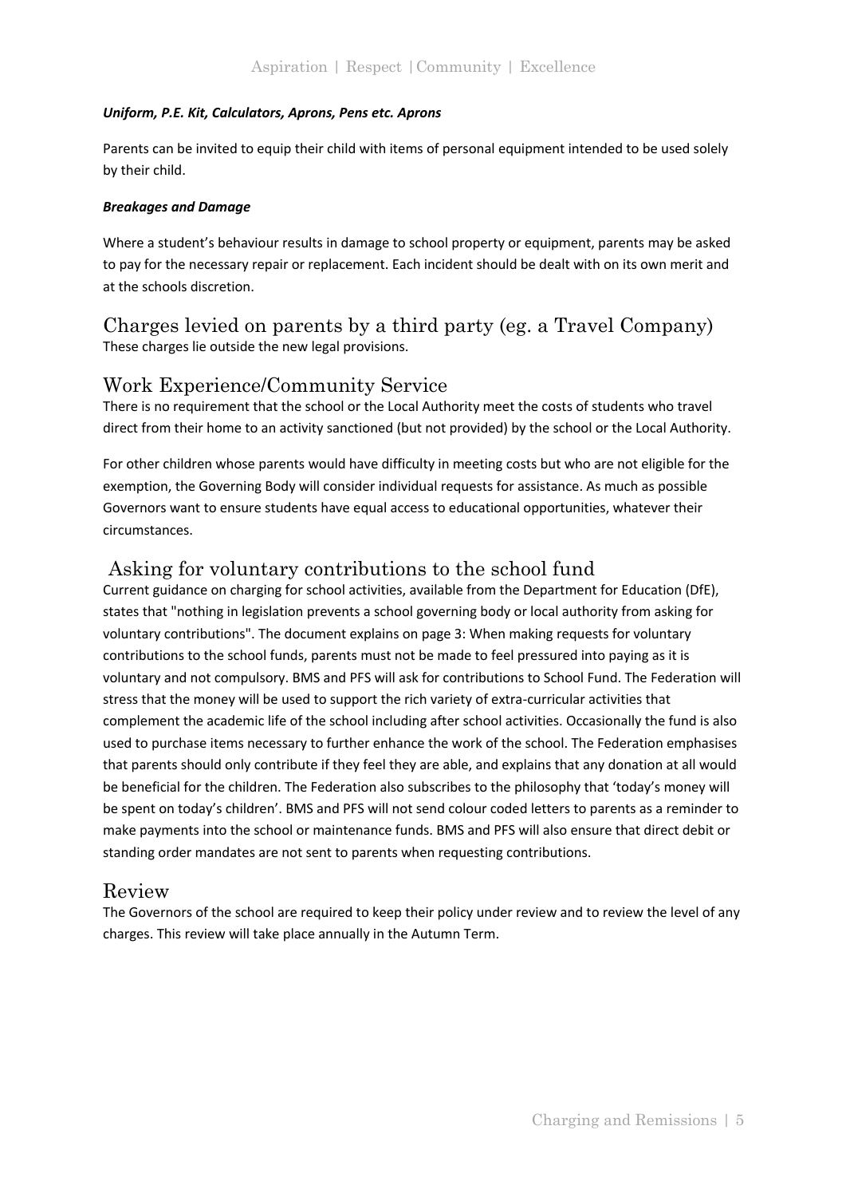#### *Uniform, P.E. Kit, Calculators, Aprons, Pens etc. Aprons*

Parents can be invited to equip their child with items of personal equipment intended to be used solely by their child.

#### *Breakages and Damage*

Where a student's behaviour results in damage to school property or equipment, parents may be asked to pay for the necessary repair or replacement. Each incident should be dealt with on its own merit and at the schools discretion.

## Charges levied on parents by a third party (eg. a Travel Company)

These charges lie outside the new legal provisions.

## Work Experience/Community Service

There is no requirement that the school or the Local Authority meet the costs of students who travel direct from their home to an activity sanctioned (but not provided) by the school or the Local Authority.

For other children whose parents would have difficulty in meeting costs but who are not eligible for the exemption, the Governing Body will consider individual requests for assistance. As much as possible Governors want to ensure students have equal access to educational opportunities, whatever their circumstances.

## Asking for voluntary contributions to the school fund

Current guidance on charging for school activities, available from the Department for Education (DfE), states that "nothing in legislation prevents a school governing body or local authority from asking for voluntary contributions". The document explains on page 3: When making requests for voluntary contributions to the school funds, parents must not be made to feel pressured into paying as it is voluntary and not compulsory. BMS and PFS will ask for contributions to School Fund. The Federation will stress that the money will be used to support the rich variety of extra-curricular activities that complement the academic life of the school including after school activities. Occasionally the fund is also used to purchase items necessary to further enhance the work of the school. The Federation emphasises that parents should only contribute if they feel they are able, and explains that any donation at all would be beneficial for the children. The Federation also subscribes to the philosophy that 'today's money will be spent on today's children'. BMS and PFS will not send colour coded letters to parents as a reminder to make payments into the school or maintenance funds. BMS and PFS will also ensure that direct debit or standing order mandates are not sent to parents when requesting contributions.

## Review

The Governors of the school are required to keep their policy under review and to review the level of any charges. This review will take place annually in the Autumn Term.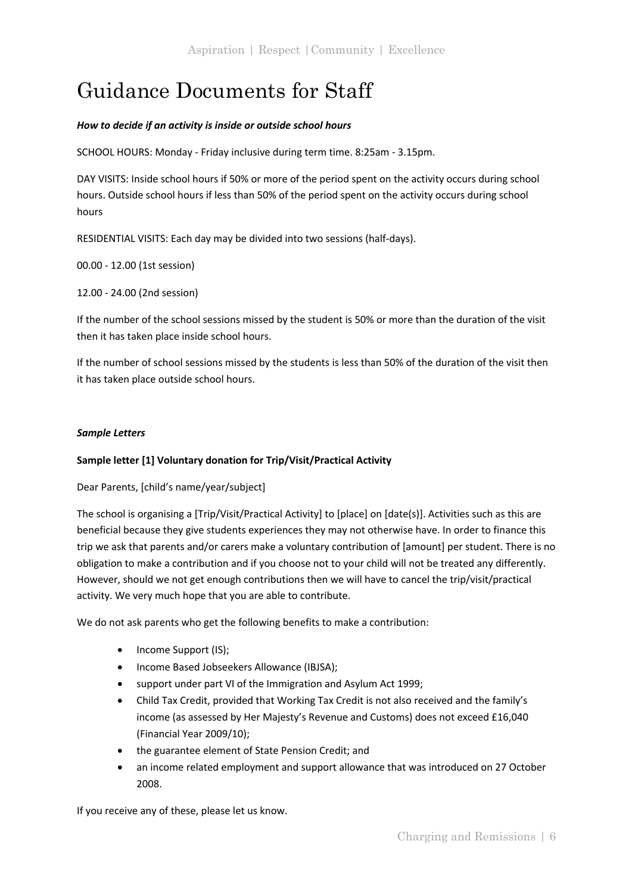# Guidance Documents for Staff

***How to decide if an activity is inside or outside school hours***

SCHOOL HOURS: Monday - Friday inclusive during term time. 8:25am - 3.15pm.

DAY VISITS: Inside school hours if 50% or more of the period spent on the activity occurs during school hours. Outside school hours if less than 50% of the period spent on the activity occurs during school hours

RESIDENTIAL VISITS: Each day may be divided into two sessions (half-days).

00.00 - 12.00 (1st session)

12.00 - 24.00 (2nd session)

If the number of the school sessions missed by the student is 50% or more than the duration of the visit then it has taken place inside school hours.

If the number of school sessions missed by the students is less than 50% of the duration of the visit then it has taken place outside school hours.

***Sample Letters***

**Sample letter [1] Voluntary donation for Trip/Visit/Practical Activity**

Dear Parents, [child's name/year/subject]

The school is organising a [Trip/Visit/Practical Activity] to [place] on [date(s)]. Activities such as this are beneficial because they give students experiences they may not otherwise have. In order to finance this trip we ask that parents and/or carers make a voluntary contribution of [amount] per student. There is no obligation to make a contribution and if you choose not to your child will not be treated any differently. However, should we not get enough contributions then we will have to cancel the trip/visit/practical activity. We very much hope that you are able to contribute.

We do not ask parents who get the following benefits to make a contribution:

- Income Support (IS);
- Income Based Jobseekers Allowance (IBJSA);
- support under part VI of the Immigration and Asylum Act 1999;
- Child Tax Credit, provided that Working Tax Credit is not also received and the family's income (as assessed by Her Majesty's Revenue and Customs) does not exceed £16,040 (Financial Year 2009/10);
- the guarantee element of State Pension Credit; and
- an income related employment and support allowance that was introduced on 27 October 2008.

If you receive any of these, please let us know.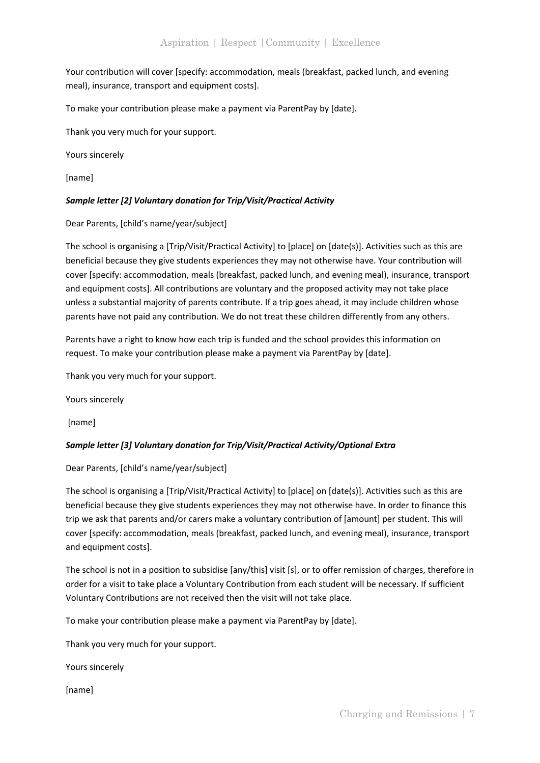Your contribution will cover [specify: accommodation, meals (breakfast, packed lunch, and evening meal), insurance, transport and equipment costs].

To make your contribution please make a payment via ParentPay by [date].

Thank you very much for your support.

Yours sincerely

[name]

***Sample letter [2] Voluntary donation for Trip/Visit/Practical Activity***

Dear Parents, [child's name/year/subject]

The school is organising a [Trip/Visit/Practical Activity] to [place] on [date(s)]. Activities such as this are beneficial because they give students experiences they may not otherwise have. Your contribution will cover [specify: accommodation, meals (breakfast, packed lunch, and evening meal), insurance, transport and equipment costs]. All contributions are voluntary and the proposed activity may not take place unless a substantial majority of parents contribute. If a trip goes ahead, it may include children whose parents have not paid any contribution. We do not treat these children differently from any others.

Parents have a right to know how each trip is funded and the school provides this information on request. To make your contribution please make a payment via ParentPay by [date].

Thank you very much for your support.

Yours sincerely

[name]

***Sample letter [3] Voluntary donation for Trip/Visit/Practical Activity/Optional Extra***

Dear Parents, [child's name/year/subject]

The school is organising a [Trip/Visit/Practical Activity] to [place] on [date(s)]. Activities such as this are beneficial because they give students experiences they may not otherwise have. In order to finance this trip we ask that parents and/or carers make a voluntary contribution of [amount] per student. This will cover [specify: accommodation, meals (breakfast, packed lunch, and evening meal), insurance, transport and equipment costs].

The school is not in a position to subsidise [any/this] visit [s], or to offer remission of charges, therefore in order for a visit to take place a Voluntary Contribution from each student will be necessary. If sufficient Voluntary Contributions are not received then the visit will not take place.

To make your contribution please make a payment via ParentPay by [date].

Thank you very much for your support.

Yours sincerely

[name]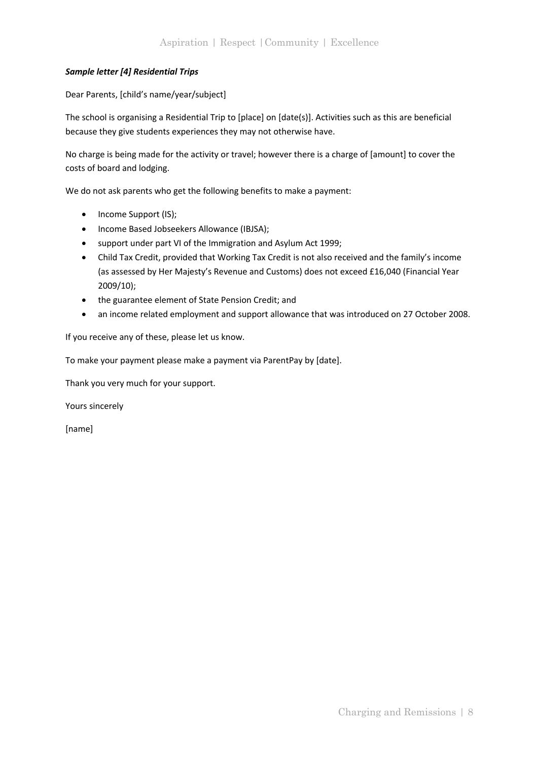***Sample letter [4] Residential Trips***

Dear Parents, [child's name/year/subject]

The school is organising a Residential Trip to [place] on [date(s)]. Activities such as this are beneficial because they give students experiences they may not otherwise have.

No charge is being made for the activity or travel; however there is a charge of [amount] to cover the costs of board and lodging.

We do not ask parents who get the following benefits to make a payment:

- Income Support (IS);
- Income Based Jobseekers Allowance (IBJSA);
- support under part VI of the Immigration and Asylum Act 1999;
- Child Tax Credit, provided that Working Tax Credit is not also received and the family's income (as assessed by Her Majesty's Revenue and Customs) does not exceed £16,040 (Financial Year 2009/10);
- the guarantee element of State Pension Credit; and
- an income related employment and support allowance that was introduced on 27 October 2008.

If you receive any of these, please let us know.

To make your payment please make a payment via ParentPay by [date].

Thank you very much for your support.

Yours sincerely

[name]